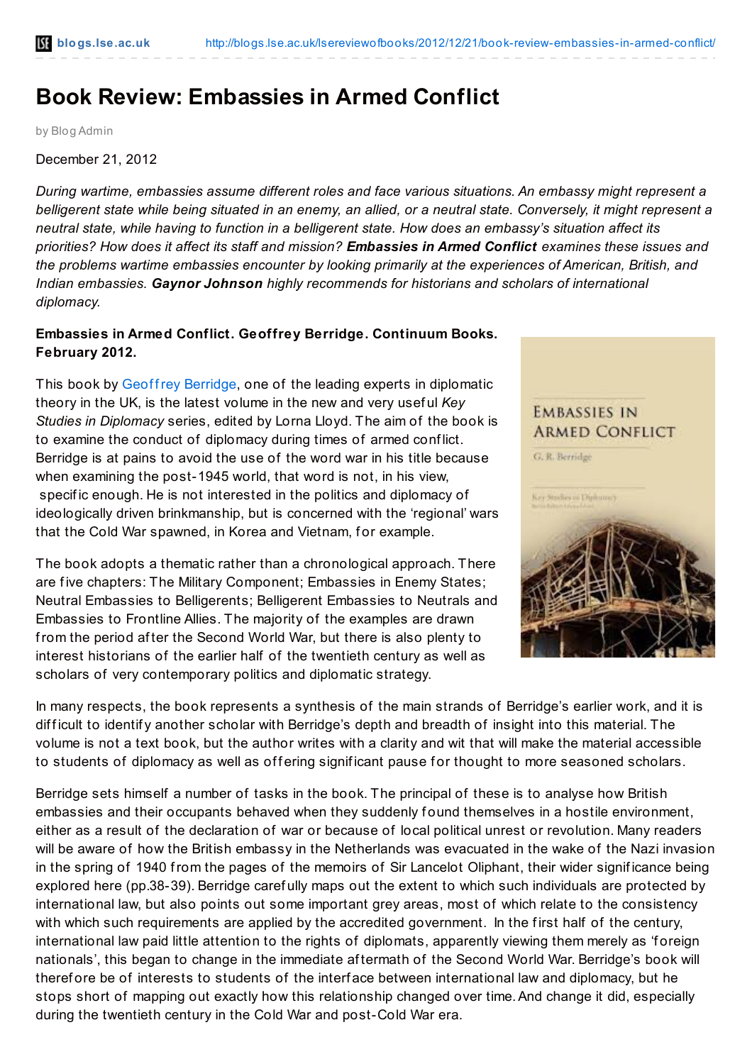# Book Review: Embassies in Armed Conflict

by Blog Admin

December 21, 2012

*During wartime, embassies assume different roles and face various situations. An embassy might represent a belligerent state while being situated in an enemy, an allied, or a neutral state. Conversely, it might represent a neutral state, while having to function in a belligerent state. How does an embassy's situation affect its priorities? How does it affect its staff and mission? **Embassies in Armed Conflict** examines these issues and the problems wartime embassies encounter by looking primarily at the experiences of American, British, and Indian embassies. **Gaynor Johnson** highly recommends for historians and scholars of international diplomacy.*

**Embassies in Armed Conflict. Geoffrey Berridge. Continuum Books. February 2012.**

This book by Geoffrey Berridge, one of the leading experts in diplomatic theory in the UK, is the latest volume in the new and very useful *Key Studies in Diplomacy* series, edited by Lorna Lloyd. The aim of the book is to examine the conduct of diplomacy during times of armed conflict. Berridge is at pains to avoid the use of the word war in his title because when examining the post-1945 world, that word is not, in his view, specific enough. He is not interested in the politics and diplomacy of ideologically driven brinkmanship, but is concerned with the 'regional' wars that the Cold War spawned, in Korea and Vietnam, for example.

The book adopts a thematic rather than a chronological approach. There are five chapters: The Military Component; Embassies in Enemy States; Neutral Embassies to Belligerents; Belligerent Embassies to Neutrals and Embassies to Frontline Allies. The majority of the examples are drawn from the period after the Second World War, but there is also plenty to interest historians of the earlier half of the twentieth century as well as scholars of very contemporary politics and diplomatic strategy.

In many respects, the book represents a synthesis of the main strands of Berridge's earlier work, and it is difficult to identify another scholar with Berridge's depth and breadth of insight into this material. The volume is not a text book, but the author writes with a clarity and wit that will make the material accessible to students of diplomacy as well as offering significant pause for thought to more seasoned scholars.

Berridge sets himself a number of tasks in the book. The principal of these is to analyse how British embassies and their occupants behaved when they suddenly found themselves in a hostile environment, either as a result of the declaration of war or because of local political unrest or revolution. Many readers will be aware of how the British embassy in the Netherlands was evacuated in the wake of the Nazi invasion in the spring of 1940 from the pages of the memoirs of Sir Lancelot Oliphant, their wider significance being explored here (pp.38-39). Berridge carefully maps out the extent to which such individuals are protected by international law, but also points out some important grey areas, most of which relate to the consistency with which such requirements are applied by the accredited government. In the first half of the century, international law paid little attention to the rights of diplomats, apparently viewing them merely as 'foreign nationals', this began to change in the immediate aftermath of the Second World War. Berridge's book will therefore be of interests to students of the interface between international law and diplomacy, but he stops short of mapping out exactly how this relationship changed over time. And change it did, especially during the twentieth century in the Cold War and post-Cold War era.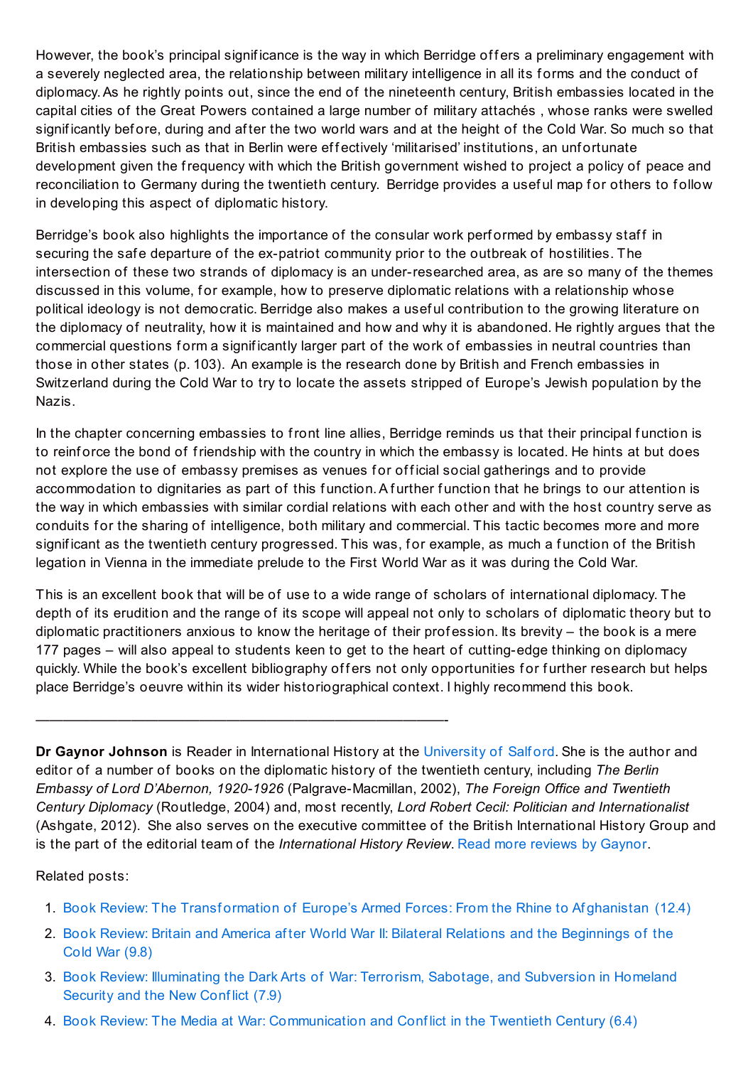However, the book's principal significance is the way in which Berridge offers a preliminary engagement with a severely neglected area, the relationship between military intelligence in all its forms and the conduct of diplomacy. As he rightly points out, since the end of the nineteenth century, British embassies located in the capital cities of the Great Powers contained a large number of military attachés , whose ranks were swelled significantly before, during and after the two world wars and at the height of the Cold War. So much so that British embassies such as that in Berlin were effectively 'militarised' institutions, an unfortunate development given the frequency with which the British government wished to project a policy of peace and reconciliation to Germany during the twentieth century. Berridge provides a useful map for others to follow in developing this aspect of diplomatic history.

Berridge's book also highlights the importance of the consular work performed by embassy staff in securing the safe departure of the ex-patriot community prior to the outbreak of hostilities. The intersection of these two strands of diplomacy is an under-researched area, as are so many of the themes discussed in this volume, for example, how to preserve diplomatic relations with a relationship whose political ideology is not democratic. Berridge also makes a useful contribution to the growing literature on the diplomacy of neutrality, how it is maintained and how and why it is abandoned. He rightly argues that the commercial questions form a significantly larger part of the work of embassies in neutral countries than those in other states (p. 103). An example is the research done by British and French embassies in Switzerland during the Cold War to try to locate the assets stripped of Europe's Jewish population by the Nazis.

In the chapter concerning embassies to front line allies, Berridge reminds us that their principal function is to reinforce the bond of friendship with the country in which the embassy is located. He hints at but does not explore the use of embassy premises as venues for official social gatherings and to provide accommodation to dignitaries as part of this function. A further function that he brings to our attention is the way in which embassies with similar cordial relations with each other and with the host country serve as conduits for the sharing of intelligence, both military and commercial. This tactic becomes more and more significant as the twentieth century progressed. This was, for example, as much a function of the British legation in Vienna in the immediate prelude to the First World War as it was during the Cold War.

This is an excellent book that will be of use to a wide range of scholars of international diplomacy. The depth of its erudition and the range of its scope will appeal not only to scholars of diplomatic theory but to diplomatic practitioners anxious to know the heritage of their profession. Its brevity – the book is a mere 177 pages – will also appeal to students keen to get to the heart of cutting-edge thinking on diplomacy quickly. While the book's excellent bibliography offers not only opportunities for further research but helps place Berridge's oeuvre within its wider historiographical context. I highly recommend this book.

---

**Dr Gaynor Johnson** is Reader in International History at the University of Salford. She is the author and editor of a number of books on the diplomatic history of the twentieth century, including *The Berlin Embassy of Lord D'Abernon, 1920-1926* (Palgrave-Macmillan, 2002), *The Foreign Office and Twentieth Century Diplomacy* (Routledge, 2004) and, most recently, *Lord Robert Cecil: Politician and Internationalist* (Ashgate, 2012). She also serves on the executive committee of the British International History Group and is the part of the editorial team of the *International History Review*. Read more reviews by Gaynor.

Related posts:

1. Book Review: The Transformation of Europe's Armed Forces: From the Rhine to Afghanistan (12.4)
2. Book Review: Britain and America after World War II: Bilateral Relations and the Beginnings of the Cold War (9.8)
3. Book Review: Illuminating the Dark Arts of War: Terrorism, Sabotage, and Subversion in Homeland Security and the New Conflict (7.9)
4. Book Review: The Media at War: Communication and Conflict in the Twentieth Century (6.4)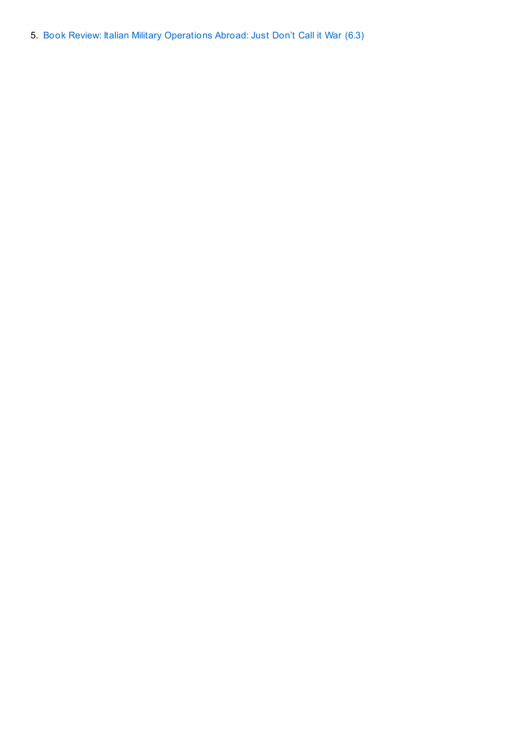5. Book Review: Italian Military Operations Abroad: Just Don’t Call it War (6.3)